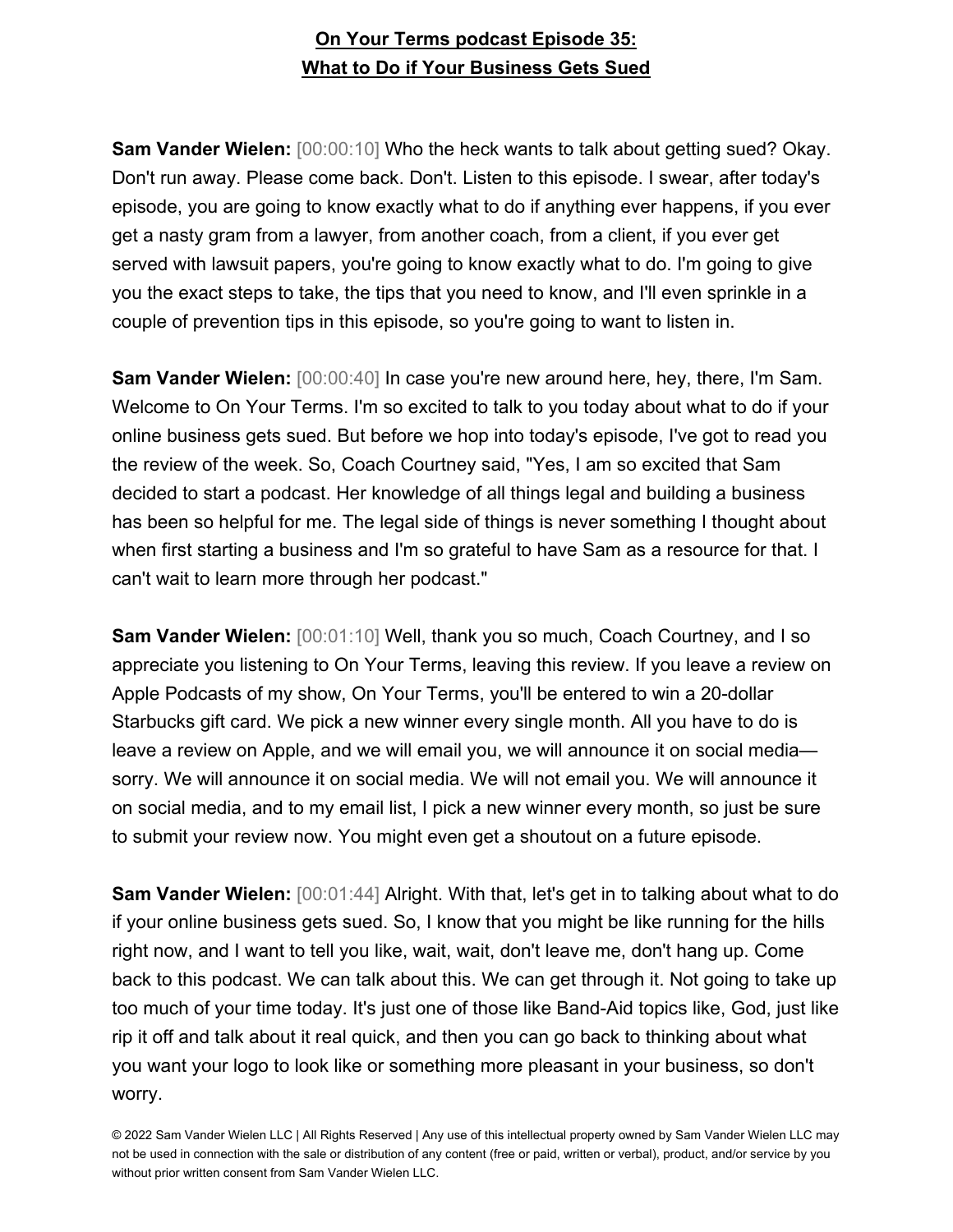**On Your Terms podcast Episode 35:**
**What to Do if Your Business Gets Sued**

**Sam Vander Wielen:** [00:00:10] Who the heck wants to talk about getting sued? Okay. Don't run away. Please come back. Don't. Listen to this episode. I swear, after today's episode, you are going to know exactly what to do if anything ever happens, if you ever get a nasty gram from a lawyer, from another coach, from a client, if you ever get served with lawsuit papers, you're going to know exactly what to do. I'm going to give you the exact steps to take, the tips that you need to know, and I'll even sprinkle in a couple of prevention tips in this episode, so you're going to want to listen in.

**Sam Vander Wielen:** [00:00:40] In case you're new around here, hey, there, I'm Sam. Welcome to On Your Terms. I'm so excited to talk to you today about what to do if your online business gets sued. But before we hop into today's episode, I've got to read you the review of the week. So, Coach Courtney said, "Yes, I am so excited that Sam decided to start a podcast. Her knowledge of all things legal and building a business has been so helpful for me. The legal side of things is never something I thought about when first starting a business and I'm so grateful to have Sam as a resource for that. I can't wait to learn more through her podcast."

**Sam Vander Wielen:** [00:01:10] Well, thank you so much, Coach Courtney, and I so appreciate you listening to On Your Terms, leaving this review. If you leave a review on Apple Podcasts of my show, On Your Terms, you'll be entered to win a 20-dollar Starbucks gift card. We pick a new winner every single month. All you have to do is leave a review on Apple, and we will email you, we will announce it on social media—sorry. We will announce it on social media. We will not email you. We will announce it on social media, and to my email list, I pick a new winner every month, so just be sure to submit your review now. You might even get a shoutout on a future episode.

**Sam Vander Wielen:** [00:01:44] Alright. With that, let's get in to talking about what to do if your online business gets sued. So, I know that you might be like running for the hills right now, and I want to tell you like, wait, wait, don't leave me, don't hang up. Come back to this podcast. We can talk about this. We can get through it. Not going to take up too much of your time today. It's just one of those like Band-Aid topics like, God, just like rip it off and talk about it real quick, and then you can go back to thinking about what you want your logo to look like or something more pleasant in your business, so don't worry.

© 2022 Sam Vander Wielen LLC | All Rights Reserved | Any use of this intellectual property owned by Sam Vander Wielen LLC may not be used in connection with the sale or distribution of any content (free or paid, written or verbal), product, and/or service by you without prior written consent from Sam Vander Wielen LLC.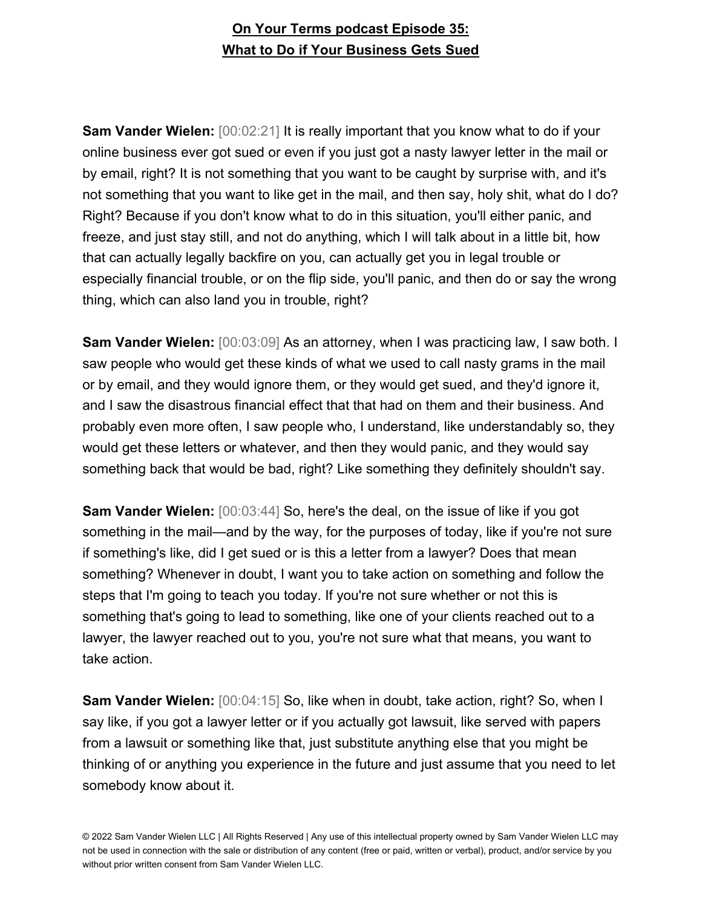**Sam Vander Wielen:** [00:02:21] It is really important that you know what to do if your online business ever got sued or even if you just got a nasty lawyer letter in the mail or by email, right? It is not something that you want to be caught by surprise with, and it's not something that you want to like get in the mail, and then say, holy shit, what do I do? Right? Because if you don't know what to do in this situation, you'll either panic, and freeze, and just stay still, and not do anything, which I will talk about in a little bit, how that can actually legally backfire on you, can actually get you in legal trouble or especially financial trouble, or on the flip side, you'll panic, and then do or say the wrong thing, which can also land you in trouble, right?

**Sam Vander Wielen:** [00:03:09] As an attorney, when I was practicing law, I saw both. I saw people who would get these kinds of what we used to call nasty grams in the mail or by email, and they would ignore them, or they would get sued, and they'd ignore it, and I saw the disastrous financial effect that that had on them and their business. And probably even more often, I saw people who, I understand, like understandably so, they would get these letters or whatever, and then they would panic, and they would say something back that would be bad, right? Like something they definitely shouldn't say.

**Sam Vander Wielen:** [00:03:44] So, here's the deal, on the issue of like if you got something in the mail—and by the way, for the purposes of today, like if you're not sure if something's like, did I get sued or is this a letter from a lawyer? Does that mean something? Whenever in doubt, I want you to take action on something and follow the steps that I'm going to teach you today. If you're not sure whether or not this is something that's going to lead to something, like one of your clients reached out to a lawyer, the lawyer reached out to you, you're not sure what that means, you want to take action.

**Sam Vander Wielen:** [00:04:15] So, like when in doubt, take action, right? So, when I say like, if you got a lawyer letter or if you actually got lawsuit, like served with papers from a lawsuit or something like that, just substitute anything else that you might be thinking of or anything you experience in the future and just assume that you need to let somebody know about it.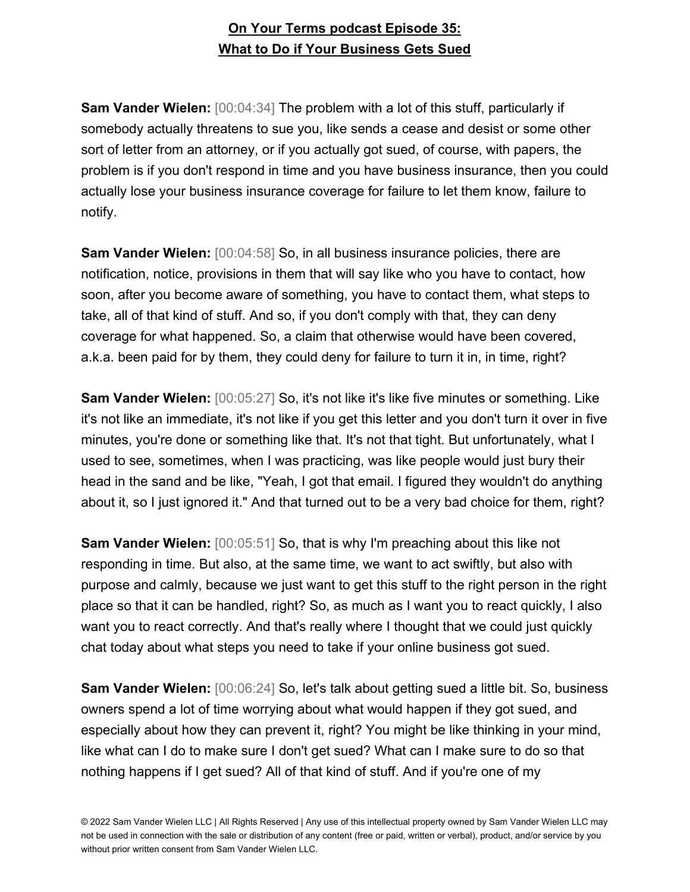**On Your Terms podcast Episode 35: What to Do if Your Business Gets Sued**

**Sam Vander Wielen:** [00:04:34] The problem with a lot of this stuff, particularly if somebody actually threatens to sue you, like sends a cease and desist or some other sort of letter from an attorney, or if you actually got sued, of course, with papers, the problem is if you don't respond in time and you have business insurance, then you could actually lose your business insurance coverage for failure to let them know, failure to notify.

**Sam Vander Wielen:** [00:04:58] So, in all business insurance policies, there are notification, notice, provisions in them that will say like who you have to contact, how soon, after you become aware of something, you have to contact them, what steps to take, all of that kind of stuff. And so, if you don't comply with that, they can deny coverage for what happened. So, a claim that otherwise would have been covered, a.k.a. been paid for by them, they could deny for failure to turn it in, in time, right?

**Sam Vander Wielen:** [00:05:27] So, it's not like it's like five minutes or something. Like it's not like an immediate, it's not like if you get this letter and you don't turn it over in five minutes, you're done or something like that. It's not that tight. But unfortunately, what I used to see, sometimes, when I was practicing, was like people would just bury their head in the sand and be like, "Yeah, I got that email. I figured they wouldn't do anything about it, so I just ignored it." And that turned out to be a very bad choice for them, right?

**Sam Vander Wielen:** [00:05:51] So, that is why I'm preaching about this like not responding in time. But also, at the same time, we want to act swiftly, but also with purpose and calmly, because we just want to get this stuff to the right person in the right place so that it can be handled, right? So, as much as I want you to react quickly, I also want you to react correctly. And that's really where I thought that we could just quickly chat today about what steps you need to take if your online business got sued.

**Sam Vander Wielen:** [00:06:24] So, let's talk about getting sued a little bit. So, business owners spend a lot of time worrying about what would happen if they got sued, and especially about how they can prevent it, right? You might be like thinking in your mind, like what can I do to make sure I don't get sued? What can I make sure to do so that nothing happens if I get sued? All of that kind of stuff. And if you're one of my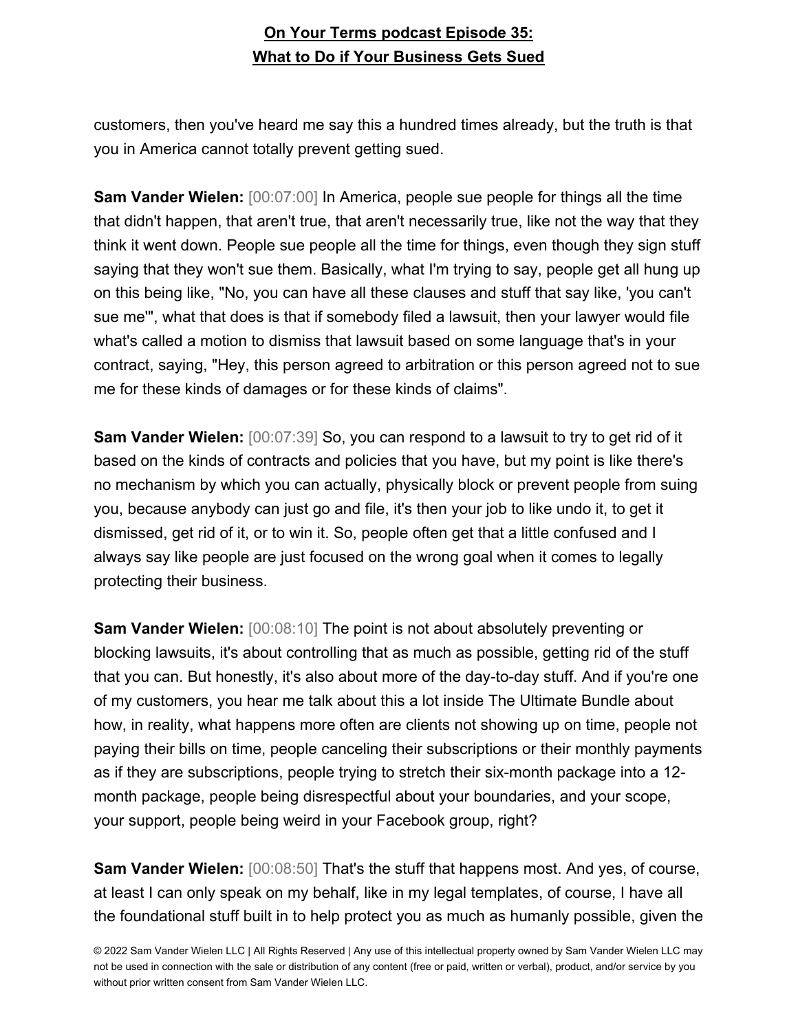customers, then you've heard me say this a hundred times already, but the truth is that you in America cannot totally prevent getting sued.

**Sam Vander Wielen:** [00:07:00] In America, people sue people for things all the time that didn't happen, that aren't true, that aren't necessarily true, like not the way that they think it went down. People sue people all the time for things, even though they sign stuff saying that they won't sue them. Basically, what I'm trying to say, people get all hung up on this being like, "No, you can have all these clauses and stuff that say like, 'you can't sue me'", what that does is that if somebody filed a lawsuit, then your lawyer would file what's called a motion to dismiss that lawsuit based on some language that's in your contract, saying, "Hey, this person agreed to arbitration or this person agreed not to sue me for these kinds of damages or for these kinds of claims".

**Sam Vander Wielen:** [00:07:39] So, you can respond to a lawsuit to try to get rid of it based on the kinds of contracts and policies that you have, but my point is like there's no mechanism by which you can actually, physically block or prevent people from suing you, because anybody can just go and file, it's then your job to like undo it, to get it dismissed, get rid of it, or to win it. So, people often get that a little confused and I always say like people are just focused on the wrong goal when it comes to legally protecting their business.

**Sam Vander Wielen:** [00:08:10] The point is not about absolutely preventing or blocking lawsuits, it's about controlling that as much as possible, getting rid of the stuff that you can. But honestly, it's also about more of the day-to-day stuff. And if you're one of my customers, you hear me talk about this a lot inside The Ultimate Bundle about how, in reality, what happens more often are clients not showing up on time, people not paying their bills on time, people canceling their subscriptions or their monthly payments as if they are subscriptions, people trying to stretch their six-month package into a 12-month package, people being disrespectful about your boundaries, and your scope, your support, people being weird in your Facebook group, right?

**Sam Vander Wielen:** [00:08:50] That's the stuff that happens most. And yes, of course, at least I can only speak on my behalf, like in my legal templates, of course, I have all the foundational stuff built in to help protect you as much as humanly possible, given the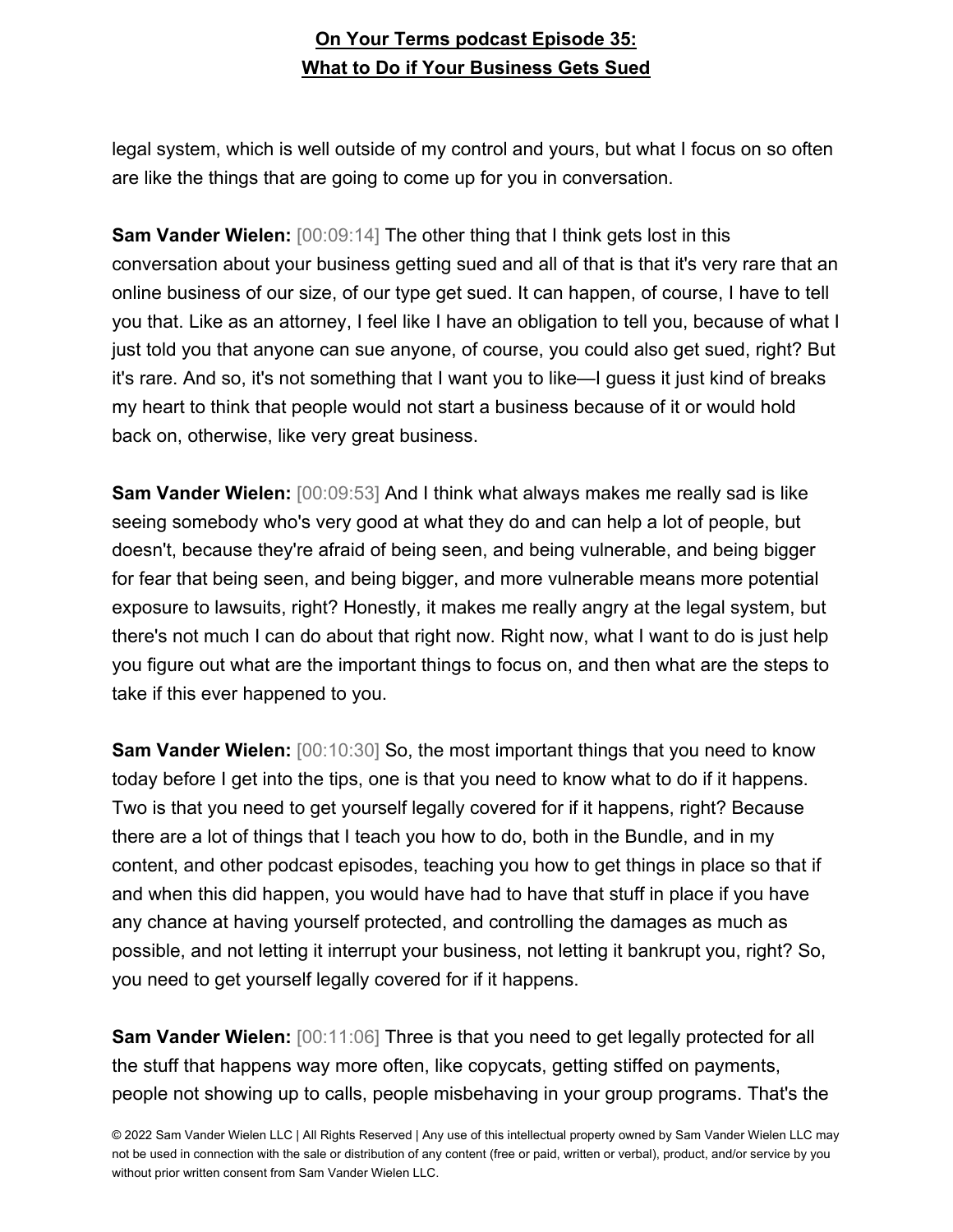legal system, which is well outside of my control and yours, but what I focus on so often are like the things that are going to come up for you in conversation.

**Sam Vander Wielen:** [00:09:14] The other thing that I think gets lost in this conversation about your business getting sued and all of that is that it's very rare that an online business of our size, of our type get sued. It can happen, of course, I have to tell you that. Like as an attorney, I feel like I have an obligation to tell you, because of what I just told you that anyone can sue anyone, of course, you could also get sued, right? But it's rare. And so, it's not something that I want you to like—I guess it just kind of breaks my heart to think that people would not start a business because of it or would hold back on, otherwise, like very great business.

**Sam Vander Wielen:** [00:09:53] And I think what always makes me really sad is like seeing somebody who's very good at what they do and can help a lot of people, but doesn't, because they're afraid of being seen, and being vulnerable, and being bigger for fear that being seen, and being bigger, and more vulnerable means more potential exposure to lawsuits, right? Honestly, it makes me really angry at the legal system, but there's not much I can do about that right now. Right now, what I want to do is just help you figure out what are the important things to focus on, and then what are the steps to take if this ever happened to you.

**Sam Vander Wielen:** [00:10:30] So, the most important things that you need to know today before I get into the tips, one is that you need to know what to do if it happens. Two is that you need to get yourself legally covered for if it happens, right? Because there are a lot of things that I teach you how to do, both in the Bundle, and in my content, and other podcast episodes, teaching you how to get things in place so that if and when this did happen, you would have had to have that stuff in place if you have any chance at having yourself protected, and controlling the damages as much as possible, and not letting it interrupt your business, not letting it bankrupt you, right? So, you need to get yourself legally covered for if it happens.

**Sam Vander Wielen:** [00:11:06] Three is that you need to get legally protected for all the stuff that happens way more often, like copycats, getting stiffed on payments, people not showing up to calls, people misbehaving in your group programs. That's the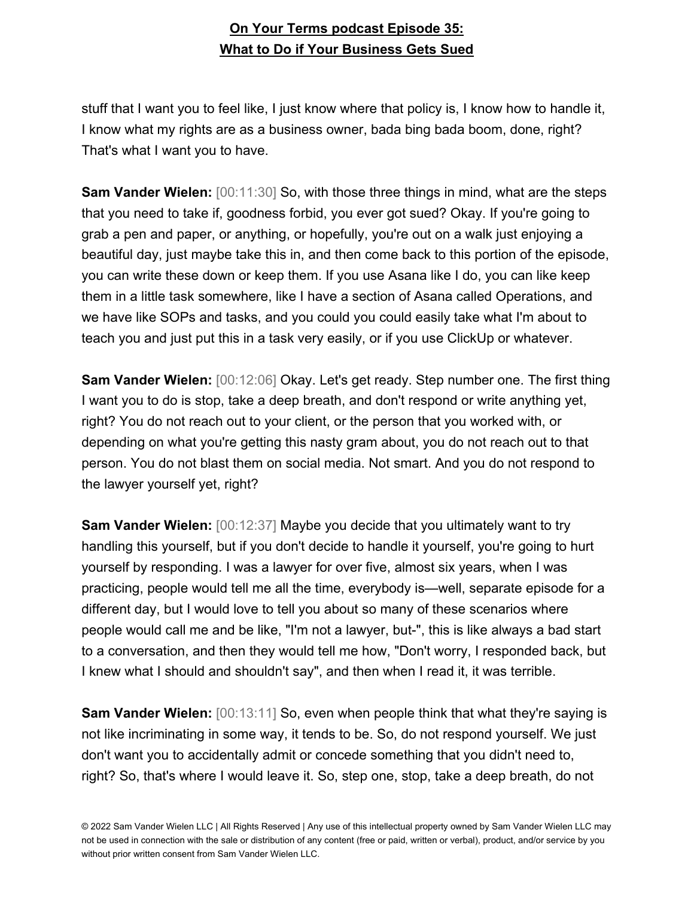stuff that I want you to feel like, I just know where that policy is, I know how to handle it, I know what my rights are as a business owner, bada bing bada boom, done, right? That's what I want you to have.

**Sam Vander Wielen:** [00:11:30] So, with those three things in mind, what are the steps that you need to take if, goodness forbid, you ever got sued? Okay. If you're going to grab a pen and paper, or anything, or hopefully, you're out on a walk just enjoying a beautiful day, just maybe take this in, and then come back to this portion of the episode, you can write these down or keep them. If you use Asana like I do, you can like keep them in a little task somewhere, like I have a section of Asana called Operations, and we have like SOPs and tasks, and you could you could easily take what I'm about to teach you and just put this in a task very easily, or if you use ClickUp or whatever.

**Sam Vander Wielen:** [00:12:06] Okay. Let's get ready. Step number one. The first thing I want you to do is stop, take a deep breath, and don't respond or write anything yet, right? You do not reach out to your client, or the person that you worked with, or depending on what you're getting this nasty gram about, you do not reach out to that person. You do not blast them on social media. Not smart. And you do not respond to the lawyer yourself yet, right?

**Sam Vander Wielen:** [00:12:37] Maybe you decide that you ultimately want to try handling this yourself, but if you don't decide to handle it yourself, you're going to hurt yourself by responding. I was a lawyer for over five, almost six years, when I was practicing, people would tell me all the time, everybody is—well, separate episode for a different day, but I would love to tell you about so many of these scenarios where people would call me and be like, "I'm not a lawyer, but-", this is like always a bad start to a conversation, and then they would tell me how, "Don't worry, I responded back, but I knew what I should and shouldn't say", and then when I read it, it was terrible.

**Sam Vander Wielen:** [00:13:11] So, even when people think that what they're saying is not like incriminating in some way, it tends to be. So, do not respond yourself. We just don't want you to accidentally admit or concede something that you didn't need to, right? So, that's where I would leave it. So, step one, stop, take a deep breath, do not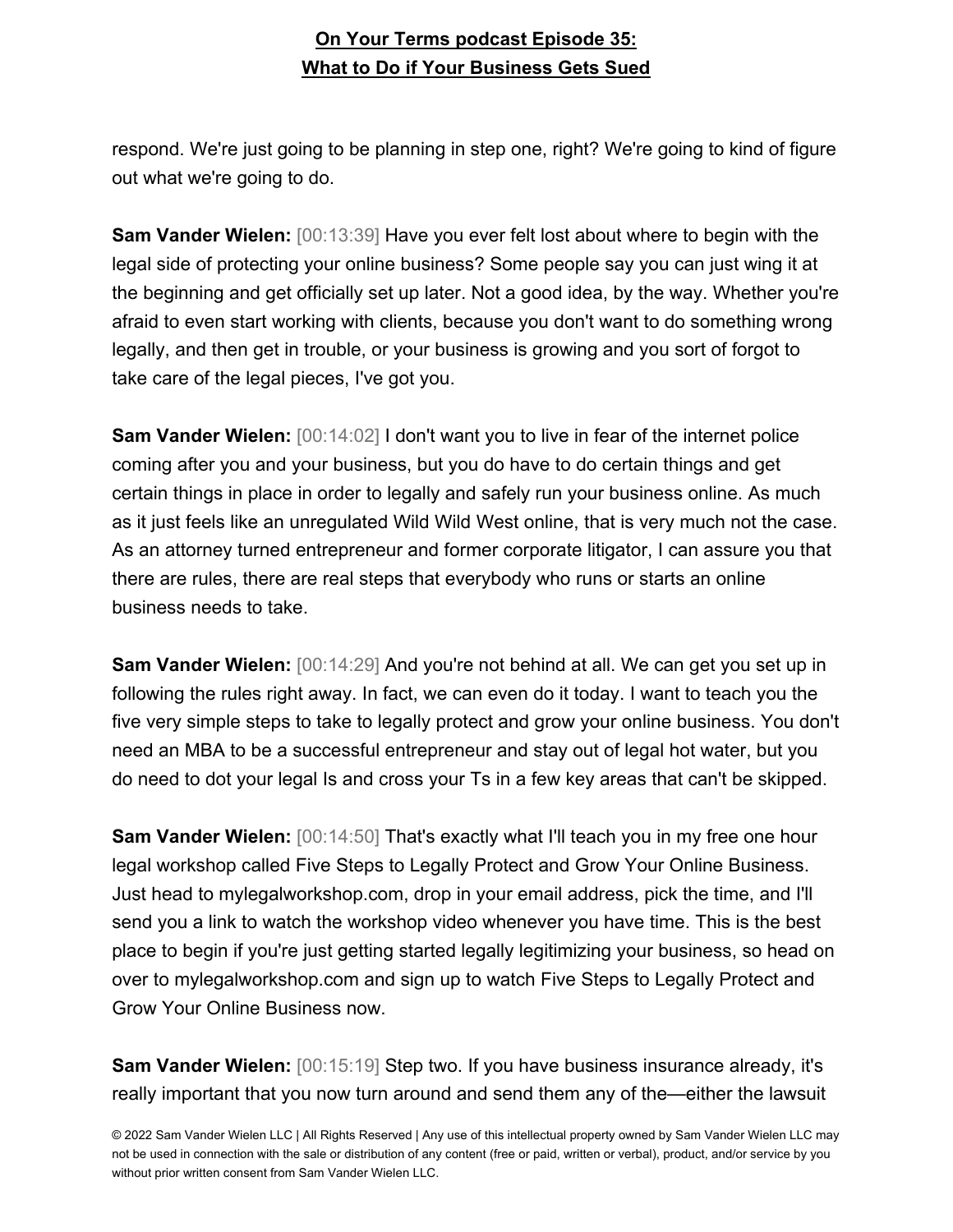respond. We're just going to be planning in step one, right? We're going to kind of figure out what we're going to do.

**Sam Vander Wielen:** [00:13:39] Have you ever felt lost about where to begin with the legal side of protecting your online business? Some people say you can just wing it at the beginning and get officially set up later. Not a good idea, by the way. Whether you're afraid to even start working with clients, because you don't want to do something wrong legally, and then get in trouble, or your business is growing and you sort of forgot to take care of the legal pieces, I've got you.

**Sam Vander Wielen:** [00:14:02] I don't want you to live in fear of the internet police coming after you and your business, but you do have to do certain things and get certain things in place in order to legally and safely run your business online. As much as it just feels like an unregulated Wild Wild West online, that is very much not the case. As an attorney turned entrepreneur and former corporate litigator, I can assure you that there are rules, there are real steps that everybody who runs or starts an online business needs to take.

**Sam Vander Wielen:** [00:14:29] And you're not behind at all. We can get you set up in following the rules right away. In fact, we can even do it today. I want to teach you the five very simple steps to take to legally protect and grow your online business. You don't need an MBA to be a successful entrepreneur and stay out of legal hot water, but you do need to dot your legal Is and cross your Ts in a few key areas that can't be skipped.

**Sam Vander Wielen:** [00:14:50] That's exactly what I'll teach you in my free one hour legal workshop called Five Steps to Legally Protect and Grow Your Online Business. Just head to mylegalworkshop.com, drop in your email address, pick the time, and I'll send you a link to watch the workshop video whenever you have time. This is the best place to begin if you're just getting started legally legitimizing your business, so head on over to mylegalworkshop.com and sign up to watch Five Steps to Legally Protect and Grow Your Online Business now.

**Sam Vander Wielen:** [00:15:19] Step two. If you have business insurance already, it's really important that you now turn around and send them any of the—either the lawsuit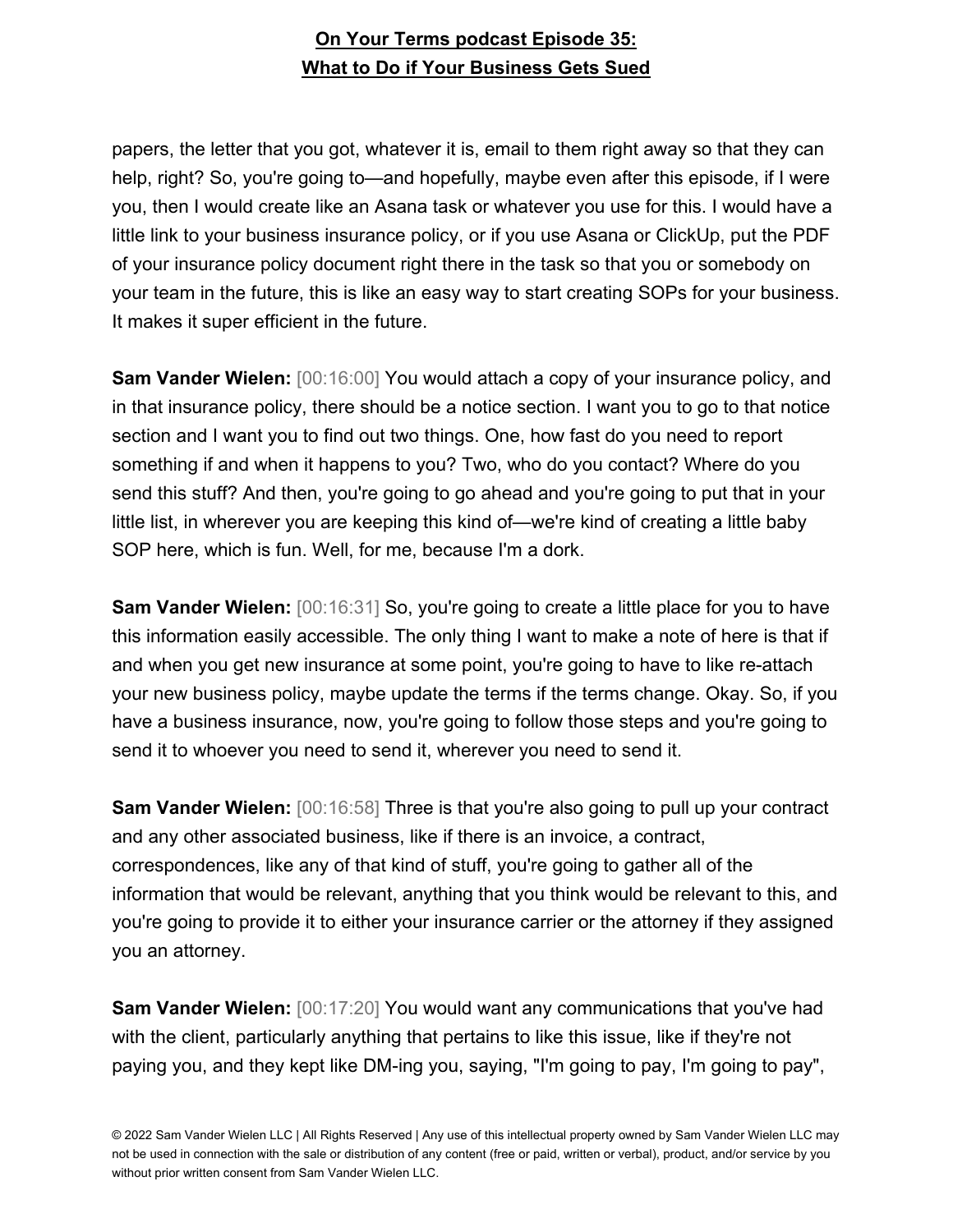papers, the letter that you got, whatever it is, email to them right away so that they can help, right? So, you're going to—and hopefully, maybe even after this episode, if I were you, then I would create like an Asana task or whatever you use for this. I would have a little link to your business insurance policy, or if you use Asana or ClickUp, put the PDF of your insurance policy document right there in the task so that you or somebody on your team in the future, this is like an easy way to start creating SOPs for your business. It makes it super efficient in the future.

**Sam Vander Wielen:** [00:16:00] You would attach a copy of your insurance policy, and in that insurance policy, there should be a notice section. I want you to go to that notice section and I want you to find out two things. One, how fast do you need to report something if and when it happens to you? Two, who do you contact? Where do you send this stuff? And then, you're going to go ahead and you're going to put that in your little list, in wherever you are keeping this kind of—we're kind of creating a little baby SOP here, which is fun. Well, for me, because I'm a dork.

**Sam Vander Wielen:** [00:16:31] So, you're going to create a little place for you to have this information easily accessible. The only thing I want to make a note of here is that if and when you get new insurance at some point, you're going to have to like re-attach your new business policy, maybe update the terms if the terms change. Okay. So, if you have a business insurance, now, you're going to follow those steps and you're going to send it to whoever you need to send it, wherever you need to send it.

**Sam Vander Wielen:** [00:16:58] Three is that you're also going to pull up your contract and any other associated business, like if there is an invoice, a contract, correspondences, like any of that kind of stuff, you're going to gather all of the information that would be relevant, anything that you think would be relevant to this, and you're going to provide it to either your insurance carrier or the attorney if they assigned you an attorney.

**Sam Vander Wielen:** [00:17:20] You would want any communications that you've had with the client, particularly anything that pertains to like this issue, like if they're not paying you, and they kept like DM-ing you, saying, "I'm going to pay, I'm going to pay",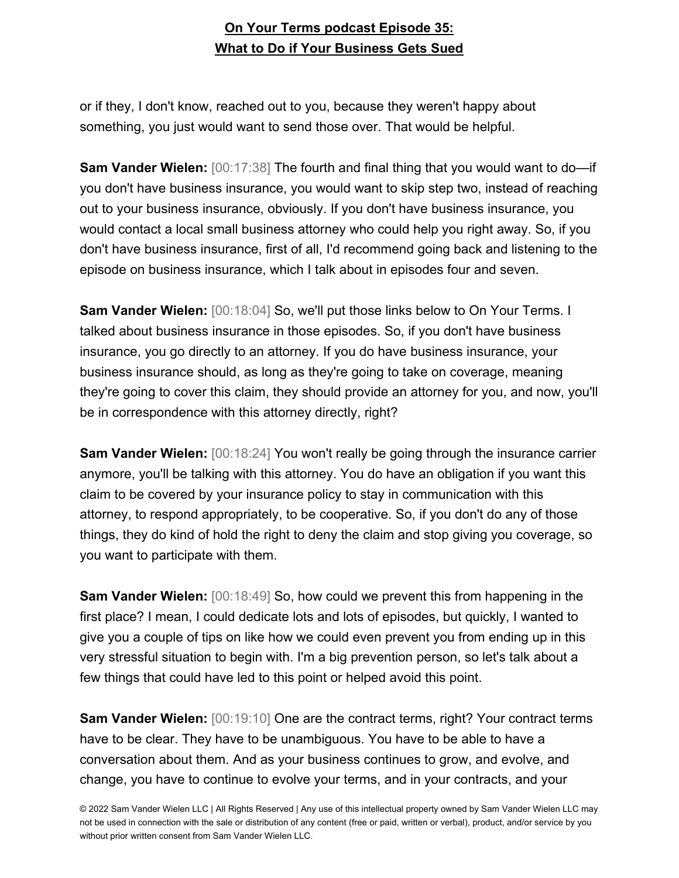or if they, I don't know, reached out to you, because they weren't happy about something, you just would want to send those over. That would be helpful.

**Sam Vander Wielen:** [00:17:38] The fourth and final thing that you would want to do—if you don't have business insurance, you would want to skip step two, instead of reaching out to your business insurance, obviously. If you don't have business insurance, you would contact a local small business attorney who could help you right away. So, if you don't have business insurance, first of all, I'd recommend going back and listening to the episode on business insurance, which I talk about in episodes four and seven.

**Sam Vander Wielen:** [00:18:04] So, we'll put those links below to On Your Terms. I talked about business insurance in those episodes. So, if you don't have business insurance, you go directly to an attorney. If you do have business insurance, your business insurance should, as long as they're going to take on coverage, meaning they're going to cover this claim, they should provide an attorney for you, and now, you'll be in correspondence with this attorney directly, right?

**Sam Vander Wielen:** [00:18:24] You won't really be going through the insurance carrier anymore, you'll be talking with this attorney. You do have an obligation if you want this claim to be covered by your insurance policy to stay in communication with this attorney, to respond appropriately, to be cooperative. So, if you don't do any of those things, they do kind of hold the right to deny the claim and stop giving you coverage, so you want to participate with them.

**Sam Vander Wielen:** [00:18:49] So, how could we prevent this from happening in the first place? I mean, I could dedicate lots and lots of episodes, but quickly, I wanted to give you a couple of tips on like how we could even prevent you from ending up in this very stressful situation to begin with. I'm a big prevention person, so let's talk about a few things that could have led to this point or helped avoid this point.

**Sam Vander Wielen:** [00:19:10] One are the contract terms, right? Your contract terms have to be clear. They have to be unambiguous. You have to be able to have a conversation about them. And as your business continues to grow, and evolve, and change, you have to continue to evolve your terms, and in your contracts, and your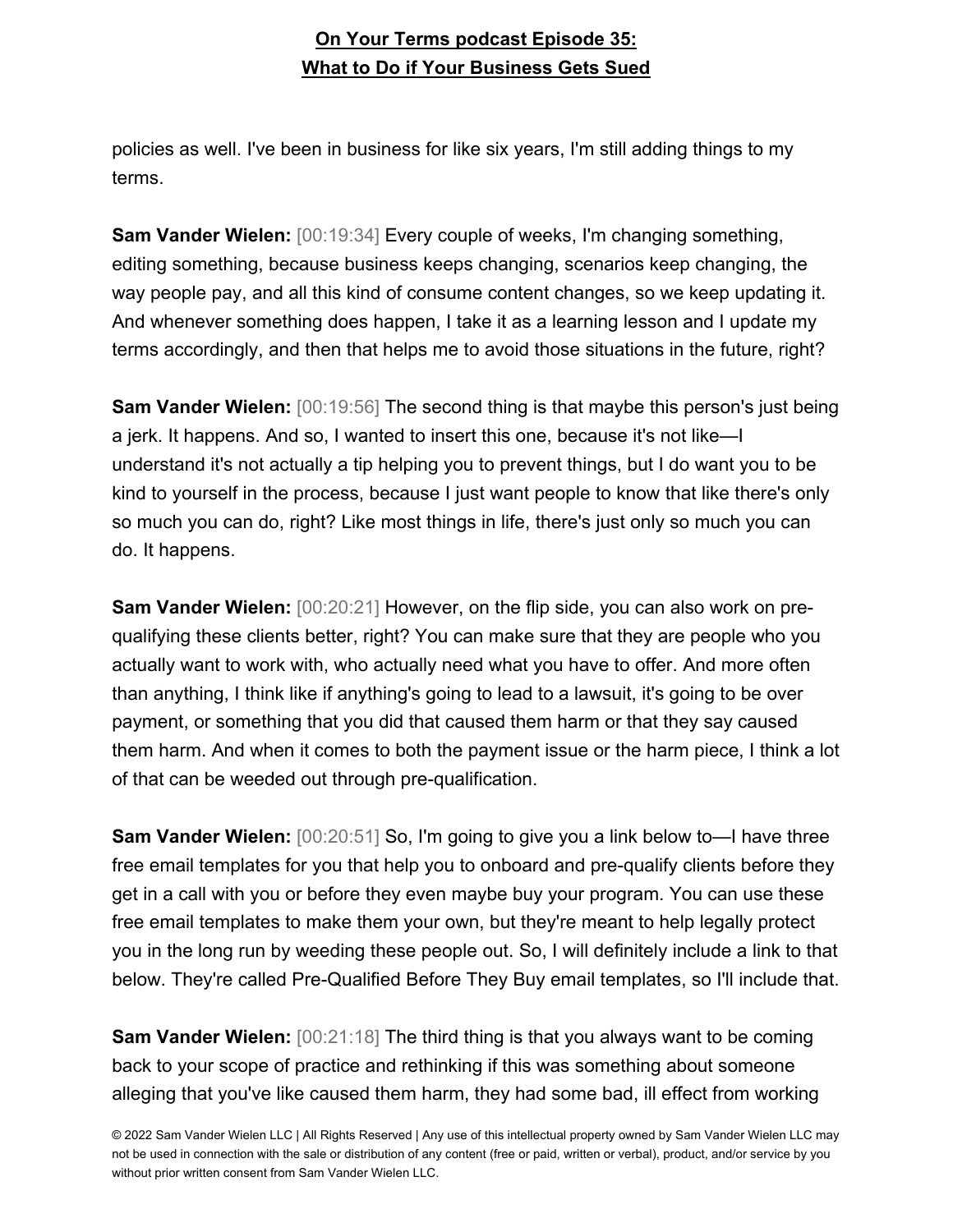policies as well. I've been in business for like six years, I'm still adding things to my terms.

**Sam Vander Wielen:** [00:19:34] Every couple of weeks, I'm changing something, editing something, because business keeps changing, scenarios keep changing, the way people pay, and all this kind of consume content changes, so we keep updating it. And whenever something does happen, I take it as a learning lesson and I update my terms accordingly, and then that helps me to avoid those situations in the future, right?

**Sam Vander Wielen:** [00:19:56] The second thing is that maybe this person's just being a jerk. It happens. And so, I wanted to insert this one, because it's not like—I understand it's not actually a tip helping you to prevent things, but I do want you to be kind to yourself in the process, because I just want people to know that like there's only so much you can do, right? Like most things in life, there's just only so much you can do. It happens.

**Sam Vander Wielen:** [00:20:21] However, on the flip side, you can also work on pre-qualifying these clients better, right? You can make sure that they are people who you actually want to work with, who actually need what you have to offer. And more often than anything, I think like if anything's going to lead to a lawsuit, it's going to be over payment, or something that you did that caused them harm or that they say caused them harm. And when it comes to both the payment issue or the harm piece, I think a lot of that can be weeded out through pre-qualification.

**Sam Vander Wielen:** [00:20:51] So, I'm going to give you a link below to—I have three free email templates for you that help you to onboard and pre-qualify clients before they get in a call with you or before they even maybe buy your program. You can use these free email templates to make them your own, but they're meant to help legally protect you in the long run by weeding these people out. So, I will definitely include a link to that below. They're called Pre-Qualified Before They Buy email templates, so I'll include that.

**Sam Vander Wielen:** [00:21:18] The third thing is that you always want to be coming back to your scope of practice and rethinking if this was something about someone alleging that you've like caused them harm, they had some bad, ill effect from working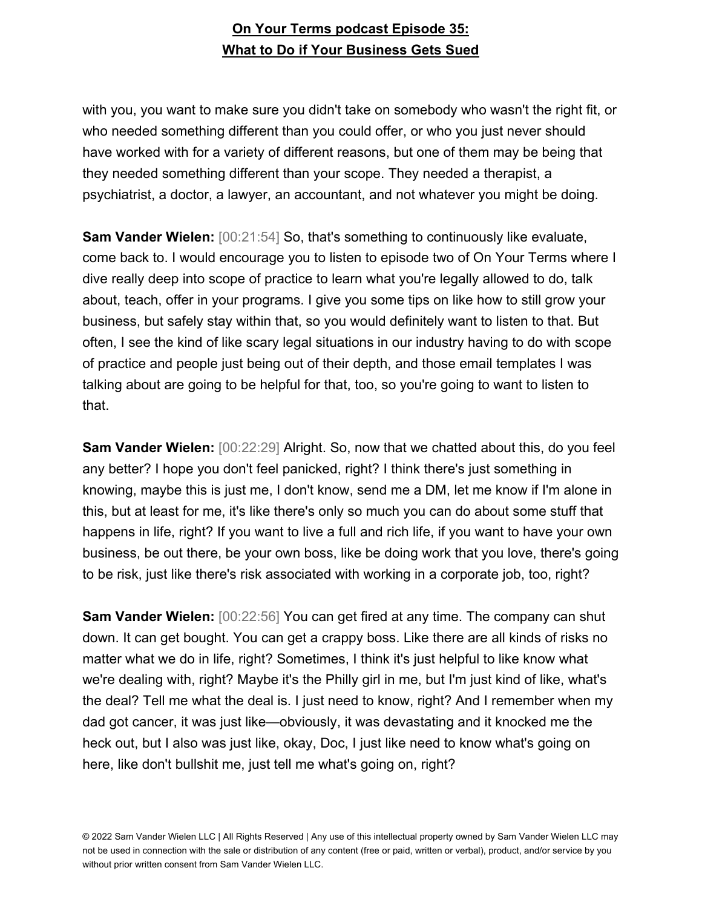with you, you want to make sure you didn't take on somebody who wasn't the right fit, or who needed something different than you could offer, or who you just never should have worked with for a variety of different reasons, but one of them may be being that they needed something different than your scope. They needed a therapist, a psychiatrist, a doctor, a lawyer, an accountant, and not whatever you might be doing.

**Sam Vander Wielen:** [00:21:54] So, that's something to continuously like evaluate, come back to. I would encourage you to listen to episode two of On Your Terms where I dive really deep into scope of practice to learn what you're legally allowed to do, talk about, teach, offer in your programs. I give you some tips on like how to still grow your business, but safely stay within that, so you would definitely want to listen to that. But often, I see the kind of like scary legal situations in our industry having to do with scope of practice and people just being out of their depth, and those email templates I was talking about are going to be helpful for that, too, so you're going to want to listen to that.

**Sam Vander Wielen:** [00:22:29] Alright. So, now that we chatted about this, do you feel any better? I hope you don't feel panicked, right? I think there's just something in knowing, maybe this is just me, I don't know, send me a DM, let me know if I'm alone in this, but at least for me, it's like there's only so much you can do about some stuff that happens in life, right? If you want to live a full and rich life, if you want to have your own business, be out there, be your own boss, like be doing work that you love, there's going to be risk, just like there's risk associated with working in a corporate job, too, right?

**Sam Vander Wielen:** [00:22:56] You can get fired at any time. The company can shut down. It can get bought. You can get a crappy boss. Like there are all kinds of risks no matter what we do in life, right? Sometimes, I think it's just helpful to like know what we're dealing with, right? Maybe it's the Philly girl in me, but I'm just kind of like, what's the deal? Tell me what the deal is. I just need to know, right? And I remember when my dad got cancer, it was just like—obviously, it was devastating and it knocked me the heck out, but I also was just like, okay, Doc, I just like need to know what's going on here, like don't bullshit me, just tell me what's going on, right?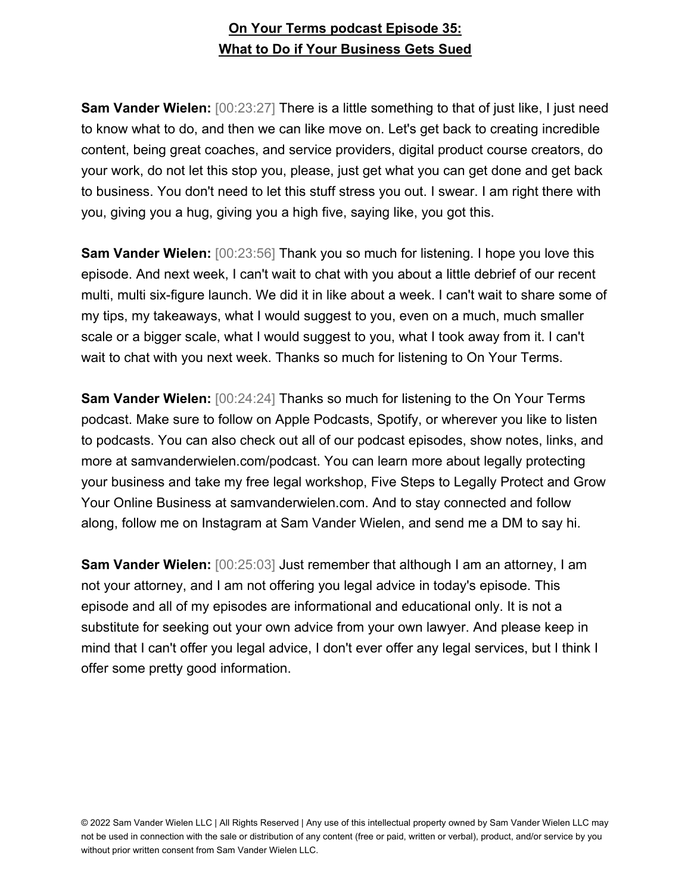**Sam Vander Wielen:** [00:23:27] There is a little something to that of just like, I just need to know what to do, and then we can like move on. Let's get back to creating incredible content, being great coaches, and service providers, digital product course creators, do your work, do not let this stop you, please, just get what you can get done and get back to business. You don't need to let this stuff stress you out. I swear. I am right there with you, giving you a hug, giving you a high five, saying like, you got this.

**Sam Vander Wielen:** [00:23:56] Thank you so much for listening. I hope you love this episode. And next week, I can't wait to chat with you about a little debrief of our recent multi, multi six-figure launch. We did it in like about a week. I can't wait to share some of my tips, my takeaways, what I would suggest to you, even on a much, much smaller scale or a bigger scale, what I would suggest to you, what I took away from it. I can't wait to chat with you next week. Thanks so much for listening to On Your Terms.

**Sam Vander Wielen:** [00:24:24] Thanks so much for listening to the On Your Terms podcast. Make sure to follow on Apple Podcasts, Spotify, or wherever you like to listen to podcasts. You can also check out all of our podcast episodes, show notes, links, and more at samvanderwielen.com/podcast. You can learn more about legally protecting your business and take my free legal workshop, Five Steps to Legally Protect and Grow Your Online Business at samvanderwielen.com. And to stay connected and follow along, follow me on Instagram at Sam Vander Wielen, and send me a DM to say hi.

**Sam Vander Wielen:** [00:25:03] Just remember that although I am an attorney, I am not your attorney, and I am not offering you legal advice in today's episode. This episode and all of my episodes are informational and educational only. It is not a substitute for seeking out your own advice from your own lawyer. And please keep in mind that I can't offer you legal advice, I don't ever offer any legal services, but I think I offer some pretty good information.